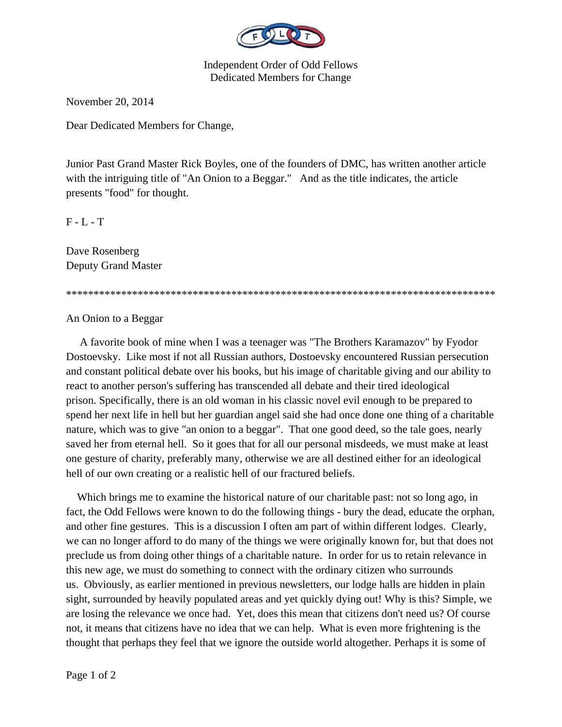Independent Order of Odd Fellows
Dedicated Members for Change

November 20, 2014

Dear Dedicated Members for Change,

Junior Past Grand Master Rick Boyles, one of the founders of DMC, has written another article with the intriguing title of "An Onion to a Beggar." And as the title indicates, the article presents "food" for thought.

F - L - T

Dave Rosenberg
Deputy Grand Master

*******************************************************************************

An Onion to a Beggar

A favorite book of mine when I was a teenager was "The Brothers Karamazov" by Fyodor Dostoevsky. Like most if not all Russian authors, Dostoevsky encountered Russian persecution and constant political debate over his books, but his image of charitable giving and our ability to react to another person's suffering has transcended all debate and their tired ideological prison. Specifically, there is an old woman in his classic novel evil enough to be prepared to spend her next life in hell but her guardian angel said she had once done one thing of a charitable nature, which was to give "an onion to a beggar". That one good deed, so the tale goes, nearly saved her from eternal hell. So it goes that for all our personal misdeeds, we must make at least one gesture of charity, preferably many, otherwise we are all destined either for an ideological hell of our own creating or a realistic hell of our fractured beliefs.

Which brings me to examine the historical nature of our charitable past: not so long ago, in fact, the Odd Fellows were known to do the following things - bury the dead, educate the orphan, and other fine gestures. This is a discussion I often am part of within different lodges. Clearly, we can no longer afford to do many of the things we were originally known for, but that does not preclude us from doing other things of a charitable nature. In order for us to retain relevance in this new age, we must do something to connect with the ordinary citizen who surrounds us. Obviously, as earlier mentioned in previous newsletters, our lodge halls are hidden in plain sight, surrounded by heavily populated areas and yet quickly dying out! Why is this? Simple, we are losing the relevance we once had. Yet, does this mean that citizens don't need us? Of course not, it means that citizens have no idea that we can help. What is even more frightening is the thought that perhaps they feel that we ignore the outside world altogether. Perhaps it is some of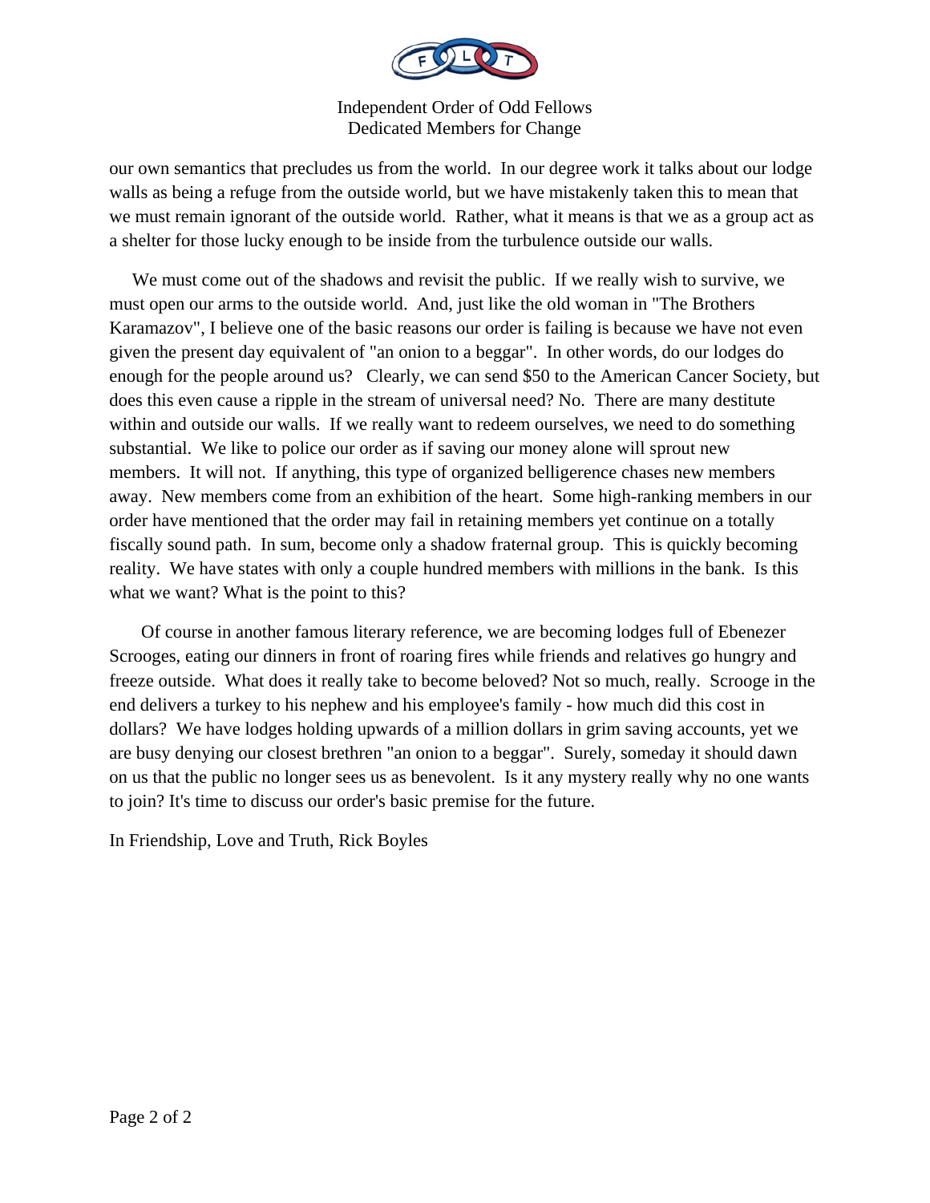our own semantics that precludes us from the world. In our degree work it talks about our lodge walls as being a refuge from the outside world, but we have mistakenly taken this to mean that we must remain ignorant of the outside world. Rather, what it means is that we as a group act as a shelter for those lucky enough to be inside from the turbulence outside our walls.

We must come out of the shadows and revisit the public. If we really wish to survive, we must open our arms to the outside world. And, just like the old woman in "The Brothers Karamazov", I believe one of the basic reasons our order is failing is because we have not even given the present day equivalent of "an onion to a beggar". In other words, do our lodges do enough for the people around us? Clearly, we can send $50 to the American Cancer Society, but does this even cause a ripple in the stream of universal need? No. There are many destitute within and outside our walls. If we really want to redeem ourselves, we need to do something substantial. We like to police our order as if saving our money alone will sprout new members. It will not. If anything, this type of organized belligerence chases new members away. New members come from an exhibition of the heart. Some high-ranking members in our order have mentioned that the order may fail in retaining members yet continue on a totally fiscally sound path. In sum, become only a shadow fraternal group. This is quickly becoming reality. We have states with only a couple hundred members with millions in the bank. Is this what we want? What is the point to this?

Of course in another famous literary reference, we are becoming lodges full of Ebenezer Scrooges, eating our dinners in front of roaring fires while friends and relatives go hungry and freeze outside. What does it really take to become beloved? Not so much, really. Scrooge in the end delivers a turkey to his nephew and his employee's family - how much did this cost in dollars? We have lodges holding upwards of a million dollars in grim saving accounts, yet we are busy denying our closest brethren "an onion to a beggar". Surely, someday it should dawn on us that the public no longer sees us as benevolent. Is it any mystery really why no one wants to join? It's time to discuss our order's basic premise for the future.

In Friendship, Love and Truth, Rick Boyles